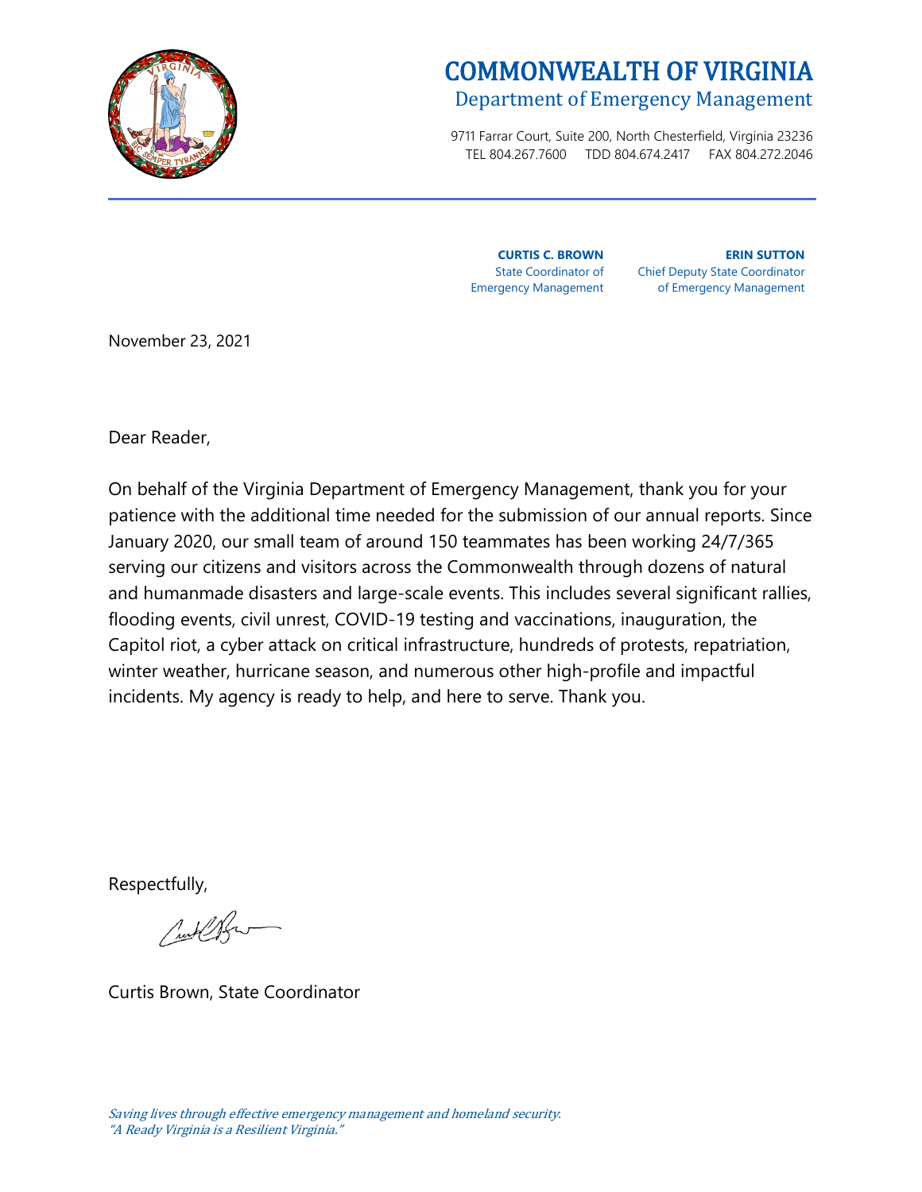# COMMONWEALTH OF VIRGINIA

## Department of Emergency Management

9711 Farrar Court, Suite 200, North Chesterfield, Virginia 23236
TEL 804.267.7600 TDD 804.674.2417 FAX 804.272.2046

**CURTIS C. BROWN**
State Coordinator of
Emergency Management

**ERIN SUTTON**
Chief Deputy State Coordinator
of Emergency Management

November 23, 2021

Dear Reader,

On behalf of the Virginia Department of Emergency Management, thank you for your patience with the additional time needed for the submission of our annual reports. Since January 2020, our small team of around 150 teammates has been working 24/7/365 serving our citizens and visitors across the Commonwealth through dozens of natural and humanmade disasters and large-scale events. This includes several significant rallies, flooding events, civil unrest, COVID-19 testing and vaccinations, inauguration, the Capitol riot, a cyber attack on critical infrastructure, hundreds of protests, repatriation, winter weather, hurricane season, and numerous other high-profile and impactful incidents. My agency is ready to help, and here to serve. Thank you.

Respectfully,

Curtis Brown, State Coordinator

*Saving lives through effective emergency management and homeland security.*
*"A Ready Virginia is a Resilient Virginia."*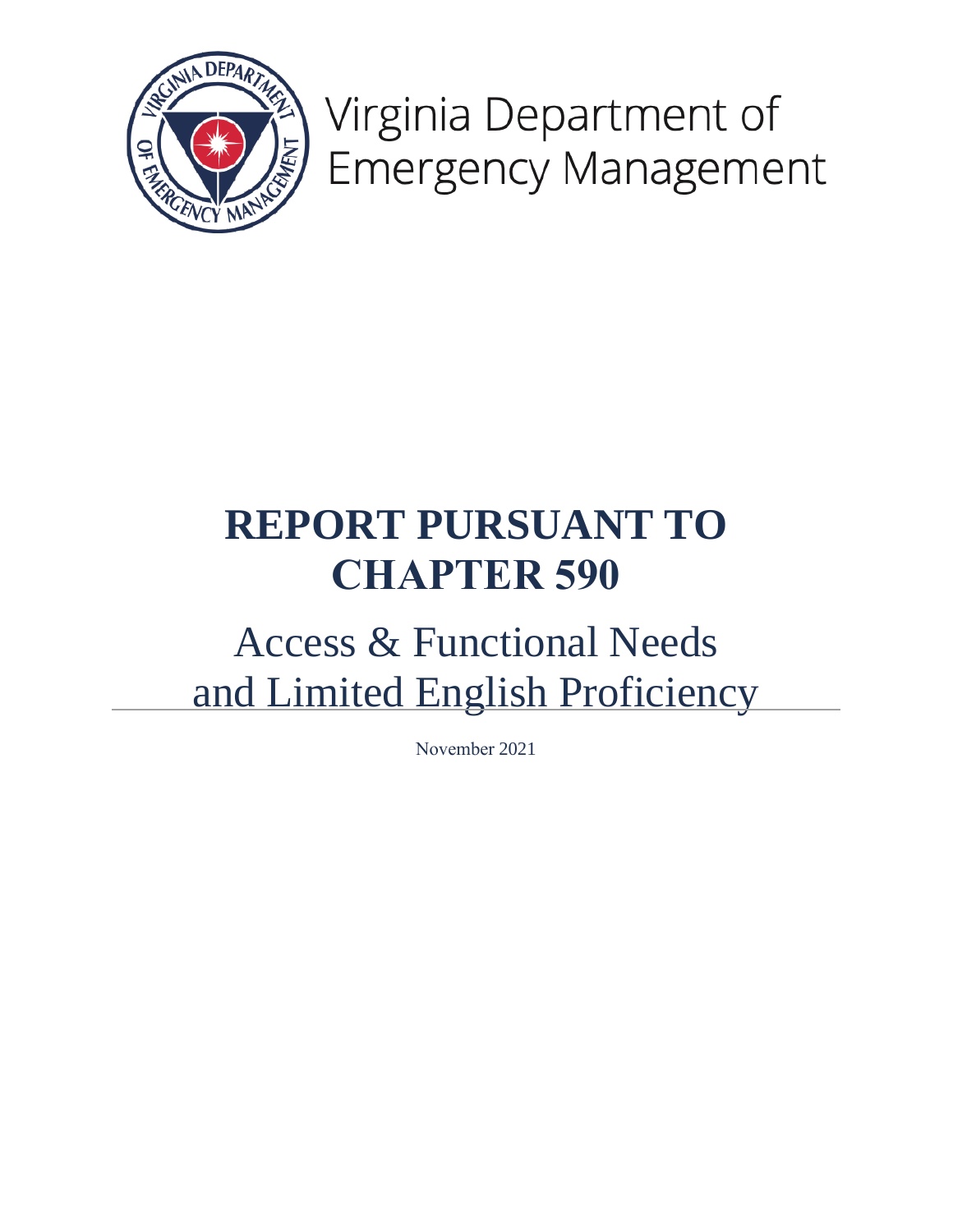Virginia Department of Emergency Management

# REPORT PURSUANT TO CHAPTER 590

## Access & Functional Needs and Limited English Proficiency

November 2021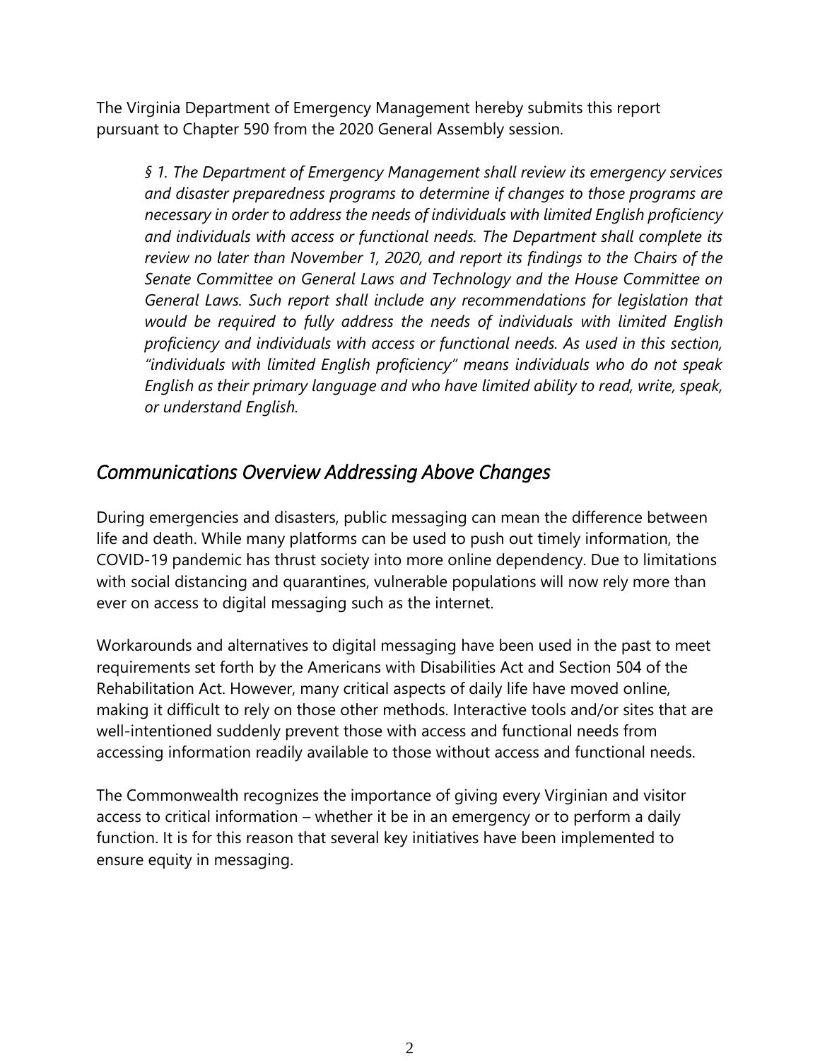The Virginia Department of Emergency Management hereby submits this report pursuant to Chapter 590 from the 2020 General Assembly session.

> *§ 1. The Department of Emergency Management shall review its emergency services and disaster preparedness programs to determine if changes to those programs are necessary in order to address the needs of individuals with limited English proficiency and individuals with access or functional needs. The Department shall complete its review no later than November 1, 2020, and report its findings to the Chairs of the Senate Committee on General Laws and Technology and the House Committee on General Laws. Such report shall include any recommendations for legislation that would be required to fully address the needs of individuals with limited English proficiency and individuals with access or functional needs. As used in this section, "individuals with limited English proficiency" means individuals who do not speak English as their primary language and who have limited ability to read, write, speak, or understand English.*

## *Communications Overview Addressing Above Changes*

During emergencies and disasters, public messaging can mean the difference between life and death. While many platforms can be used to push out timely information, the COVID-19 pandemic has thrust society into more online dependency. Due to limitations with social distancing and quarantines, vulnerable populations will now rely more than ever on access to digital messaging such as the internet.

Workarounds and alternatives to digital messaging have been used in the past to meet requirements set forth by the Americans with Disabilities Act and Section 504 of the Rehabilitation Act. However, many critical aspects of daily life have moved online, making it difficult to rely on those other methods. Interactive tools and/or sites that are well-intentioned suddenly prevent those with access and functional needs from accessing information readily available to those without access and functional needs.

The Commonwealth recognizes the importance of giving every Virginian and visitor access to critical information – whether it be in an emergency or to perform a daily function. It is for this reason that several key initiatives have been implemented to ensure equity in messaging.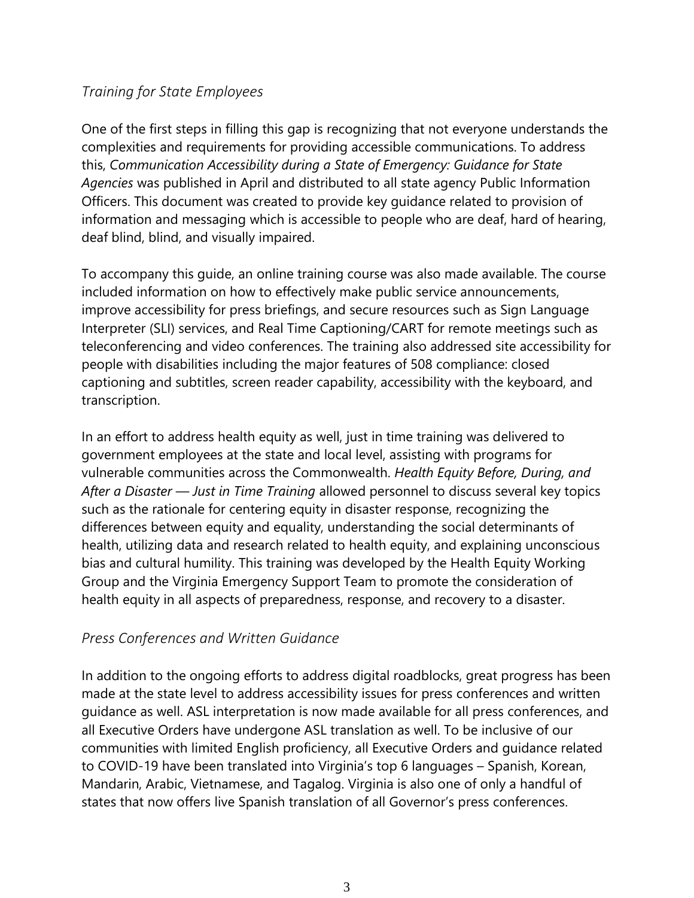### *Training for State Employees*

One of the first steps in filling this gap is recognizing that not everyone understands the complexities and requirements for providing accessible communications. To address this, *Communication Accessibility during a State of Emergency: Guidance for State Agencies* was published in April and distributed to all state agency Public Information Officers. This document was created to provide key guidance related to provision of information and messaging which is accessible to people who are deaf, hard of hearing, deaf blind, blind, and visually impaired.

To accompany this guide, an online training course was also made available. The course included information on how to effectively make public service announcements, improve accessibility for press briefings, and secure resources such as Sign Language Interpreter (SLI) services, and Real Time Captioning/CART for remote meetings such as teleconferencing and video conferences. The training also addressed site accessibility for people with disabilities including the major features of 508 compliance: closed captioning and subtitles, screen reader capability, accessibility with the keyboard, and transcription.

In an effort to address health equity as well, just in time training was delivered to government employees at the state and local level, assisting with programs for vulnerable communities across the Commonwealth. *Health Equity Before, During, and After a Disaster — Just in Time Training* allowed personnel to discuss several key topics such as the rationale for centering equity in disaster response, recognizing the differences between equity and equality, understanding the social determinants of health, utilizing data and research related to health equity, and explaining unconscious bias and cultural humility. This training was developed by the Health Equity Working Group and the Virginia Emergency Support Team to promote the consideration of health equity in all aspects of preparedness, response, and recovery to a disaster.

### *Press Conferences and Written Guidance*

In addition to the ongoing efforts to address digital roadblocks, great progress has been made at the state level to address accessibility issues for press conferences and written guidance as well. ASL interpretation is now made available for all press conferences, and all Executive Orders have undergone ASL translation as well. To be inclusive of our communities with limited English proficiency, all Executive Orders and guidance related to COVID-19 have been translated into Virginia's top 6 languages – Spanish, Korean, Mandarin, Arabic, Vietnamese, and Tagalog. Virginia is also one of only a handful of states that now offers live Spanish translation of all Governor's press conferences.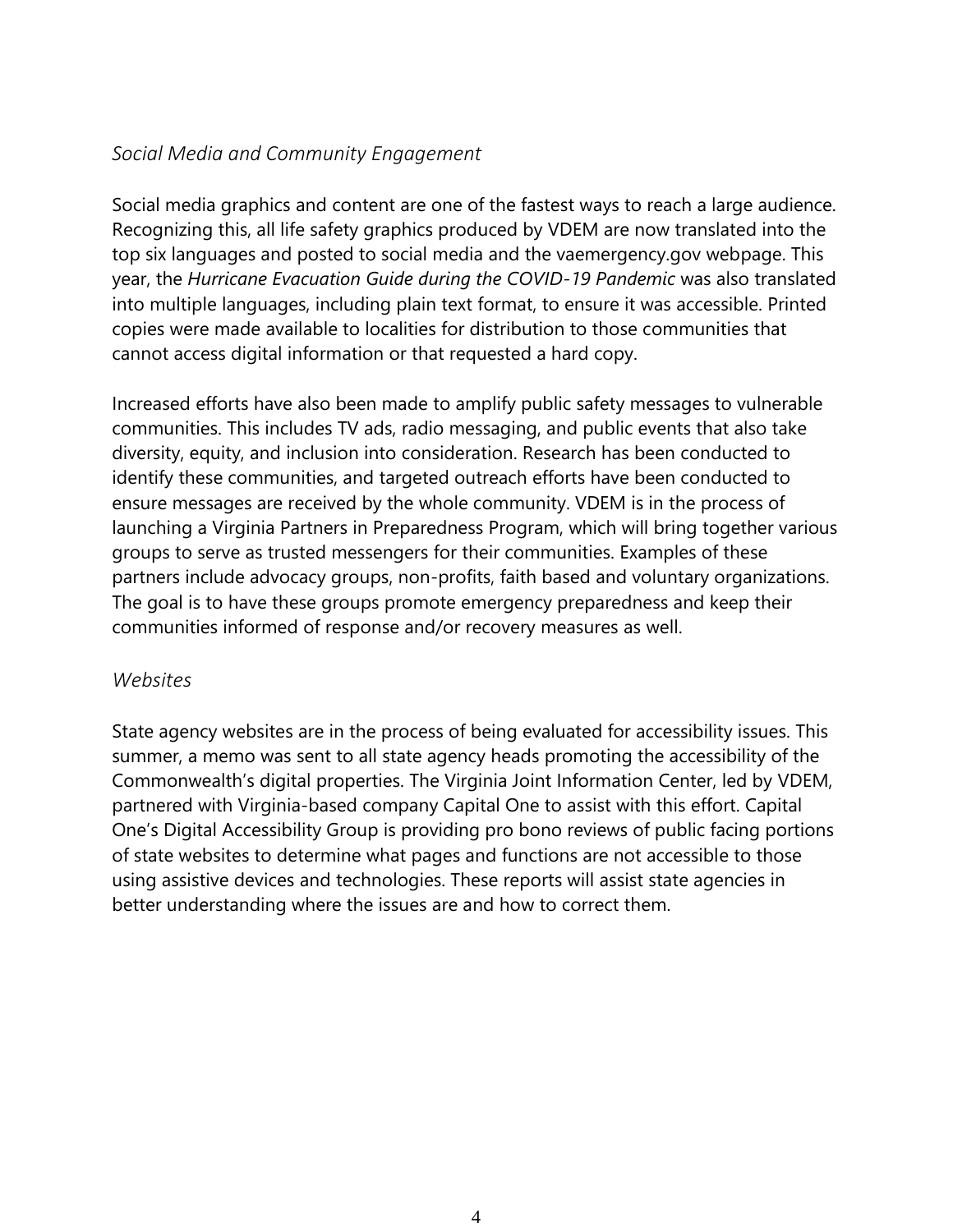### *Social Media and Community Engagement*

Social media graphics and content are one of the fastest ways to reach a large audience. Recognizing this, all life safety graphics produced by VDEM are now translated into the top six languages and posted to social media and the vaemergency.gov webpage. This year, the *Hurricane Evacuation Guide during the COVID-19 Pandemic* was also translated into multiple languages, including plain text format, to ensure it was accessible. Printed copies were made available to localities for distribution to those communities that cannot access digital information or that requested a hard copy.

Increased efforts have also been made to amplify public safety messages to vulnerable communities. This includes TV ads, radio messaging, and public events that also take diversity, equity, and inclusion into consideration. Research has been conducted to identify these communities, and targeted outreach efforts have been conducted to ensure messages are received by the whole community. VDEM is in the process of launching a Virginia Partners in Preparedness Program, which will bring together various groups to serve as trusted messengers for their communities. Examples of these partners include advocacy groups, non-profits, faith based and voluntary organizations. The goal is to have these groups promote emergency preparedness and keep their communities informed of response and/or recovery measures as well.

### *Websites*

State agency websites are in the process of being evaluated for accessibility issues. This summer, a memo was sent to all state agency heads promoting the accessibility of the Commonwealth's digital properties. The Virginia Joint Information Center, led by VDEM, partnered with Virginia-based company Capital One to assist with this effort. Capital One's Digital Accessibility Group is providing pro bono reviews of public facing portions of state websites to determine what pages and functions are not accessible to those using assistive devices and technologies. These reports will assist state agencies in better understanding where the issues are and how to correct them.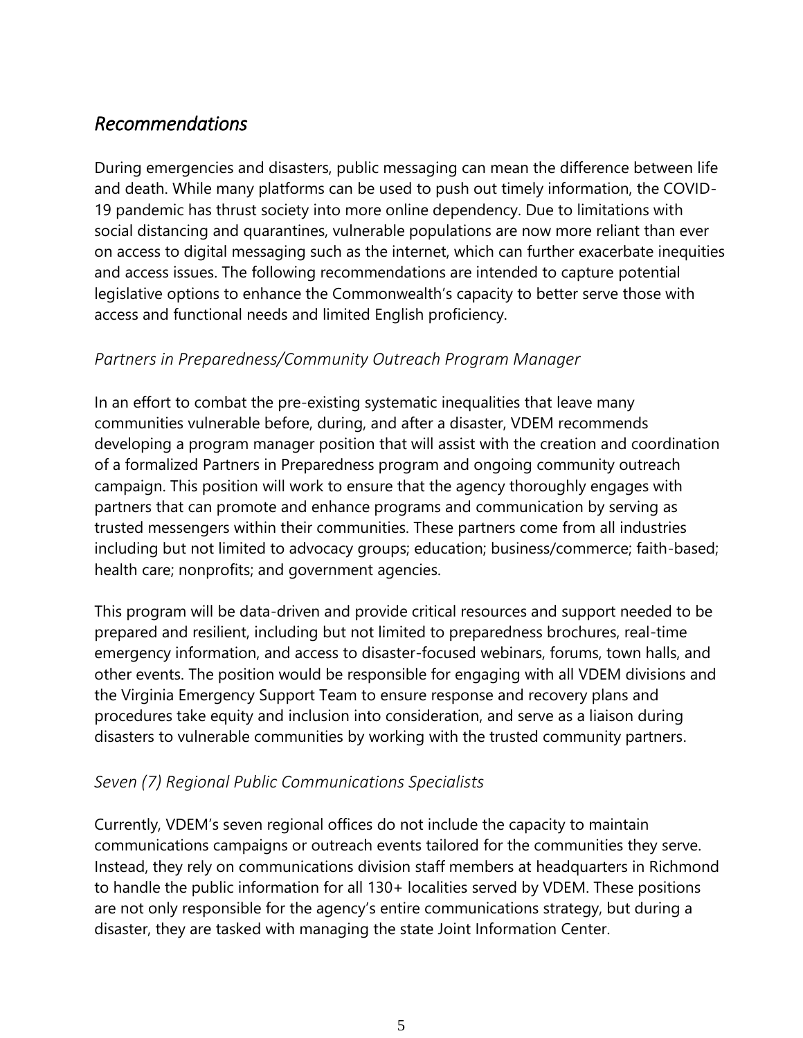## *Recommendations*

During emergencies and disasters, public messaging can mean the difference between life and death. While many platforms can be used to push out timely information, the COVID-19 pandemic has thrust society into more online dependency. Due to limitations with social distancing and quarantines, vulnerable populations are now more reliant than ever on access to digital messaging such as the internet, which can further exacerbate inequities and access issues. The following recommendations are intended to capture potential legislative options to enhance the Commonwealth's capacity to better serve those with access and functional needs and limited English proficiency.

### *Partners in Preparedness/Community Outreach Program Manager*

In an effort to combat the pre-existing systematic inequalities that leave many communities vulnerable before, during, and after a disaster, VDEM recommends developing a program manager position that will assist with the creation and coordination of a formalized Partners in Preparedness program and ongoing community outreach campaign. This position will work to ensure that the agency thoroughly engages with partners that can promote and enhance programs and communication by serving as trusted messengers within their communities. These partners come from all industries including but not limited to advocacy groups; education; business/commerce; faith-based; health care; nonprofits; and government agencies.

This program will be data-driven and provide critical resources and support needed to be prepared and resilient, including but not limited to preparedness brochures, real-time emergency information, and access to disaster-focused webinars, forums, town halls, and other events. The position would be responsible for engaging with all VDEM divisions and the Virginia Emergency Support Team to ensure response and recovery plans and procedures take equity and inclusion into consideration, and serve as a liaison during disasters to vulnerable communities by working with the trusted community partners.

### *Seven (7) Regional Public Communications Specialists*

Currently, VDEM's seven regional offices do not include the capacity to maintain communications campaigns or outreach events tailored for the communities they serve. Instead, they rely on communications division staff members at headquarters in Richmond to handle the public information for all 130+ localities served by VDEM. These positions are not only responsible for the agency's entire communications strategy, but during a disaster, they are tasked with managing the state Joint Information Center.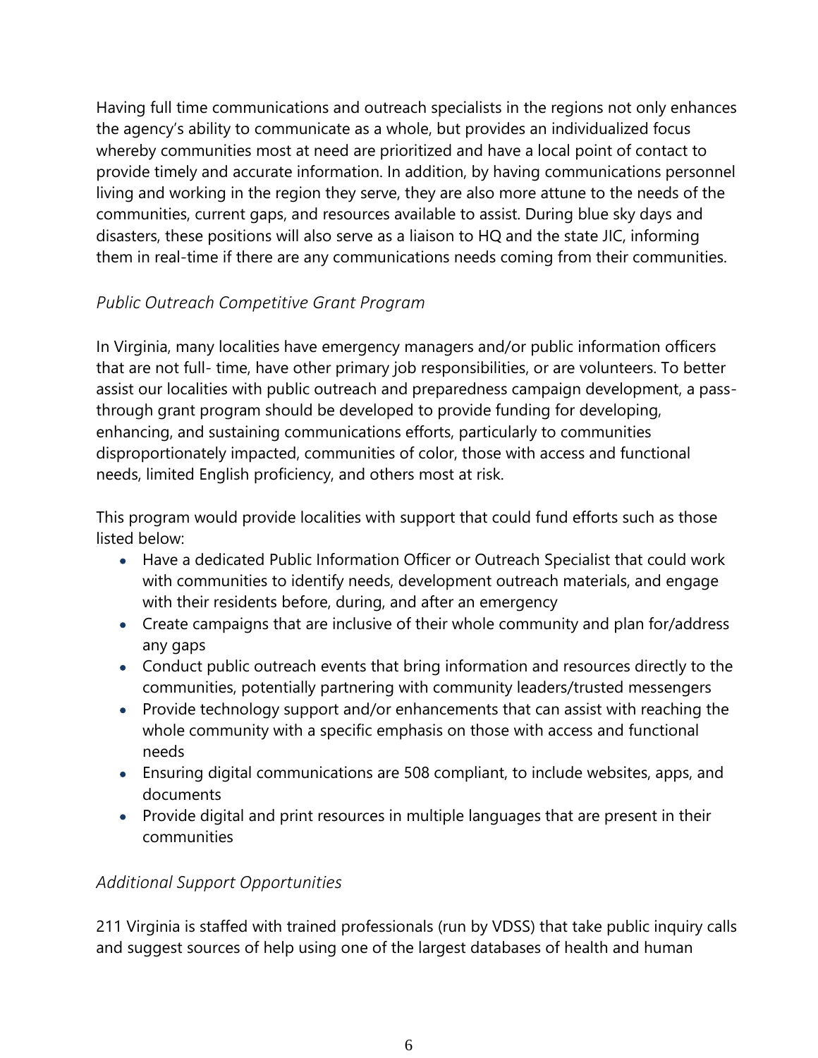Having full time communications and outreach specialists in the regions not only enhances the agency's ability to communicate as a whole, but provides an individualized focus whereby communities most at need are prioritized and have a local point of contact to provide timely and accurate information. In addition, by having communications personnel living and working in the region they serve, they are also more attune to the needs of the communities, current gaps, and resources available to assist. During blue sky days and disasters, these positions will also serve as a liaison to HQ and the state JIC, informing them in real-time if there are any communications needs coming from their communities.

### *Public Outreach Competitive Grant Program*

In Virginia, many localities have emergency managers and/or public information officers that are not full- time, have other primary job responsibilities, or are volunteers. To better assist our localities with public outreach and preparedness campaign development, a pass-through grant program should be developed to provide funding for developing, enhancing, and sustaining communications efforts, particularly to communities disproportionately impacted, communities of color, those with access and functional needs, limited English proficiency, and others most at risk.

This program would provide localities with support that could fund efforts such as those listed below:

- Have a dedicated Public Information Officer or Outreach Specialist that could work with communities to identify needs, development outreach materials, and engage with their residents before, during, and after an emergency
- Create campaigns that are inclusive of their whole community and plan for/address any gaps
- Conduct public outreach events that bring information and resources directly to the communities, potentially partnering with community leaders/trusted messengers
- Provide technology support and/or enhancements that can assist with reaching the whole community with a specific emphasis on those with access and functional needs
- Ensuring digital communications are 508 compliant, to include websites, apps, and documents
- Provide digital and print resources in multiple languages that are present in their communities

### *Additional Support Opportunities*

211 Virginia is staffed with trained professionals (run by VDSS) that take public inquiry calls and suggest sources of help using one of the largest databases of health and human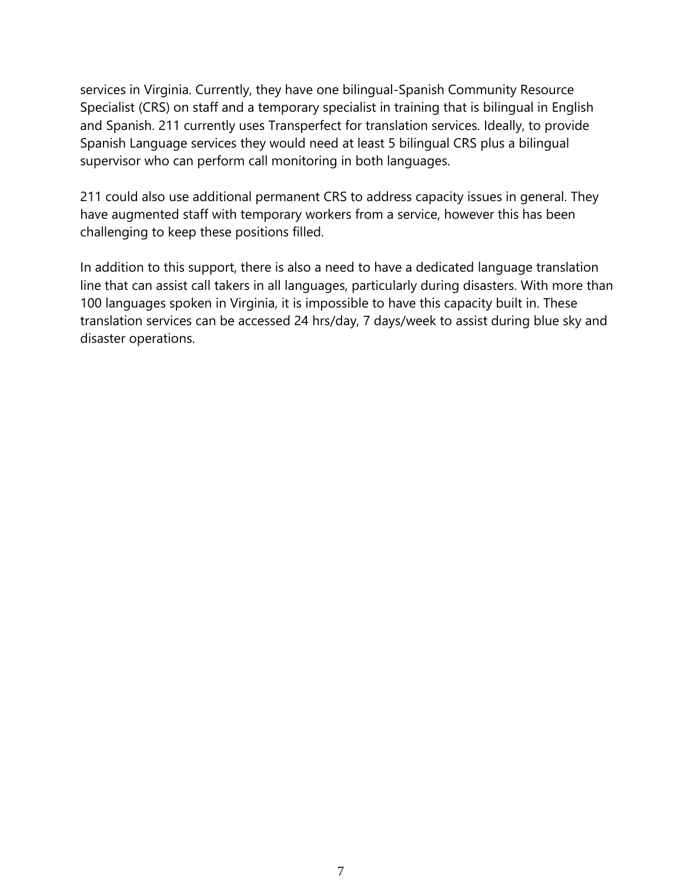services in Virginia. Currently, they have one bilingual-Spanish Community Resource Specialist (CRS) on staff and a temporary specialist in training that is bilingual in English and Spanish. 211 currently uses Transperfect for translation services. Ideally, to provide Spanish Language services they would need at least 5 bilingual CRS plus a bilingual supervisor who can perform call monitoring in both languages.

211 could also use additional permanent CRS to address capacity issues in general. They have augmented staff with temporary workers from a service, however this has been challenging to keep these positions filled.

In addition to this support, there is also a need to have a dedicated language translation line that can assist call takers in all languages, particularly during disasters. With more than 100 languages spoken in Virginia, it is impossible to have this capacity built in. These translation services can be accessed 24 hrs/day, 7 days/week to assist during blue sky and disaster operations.